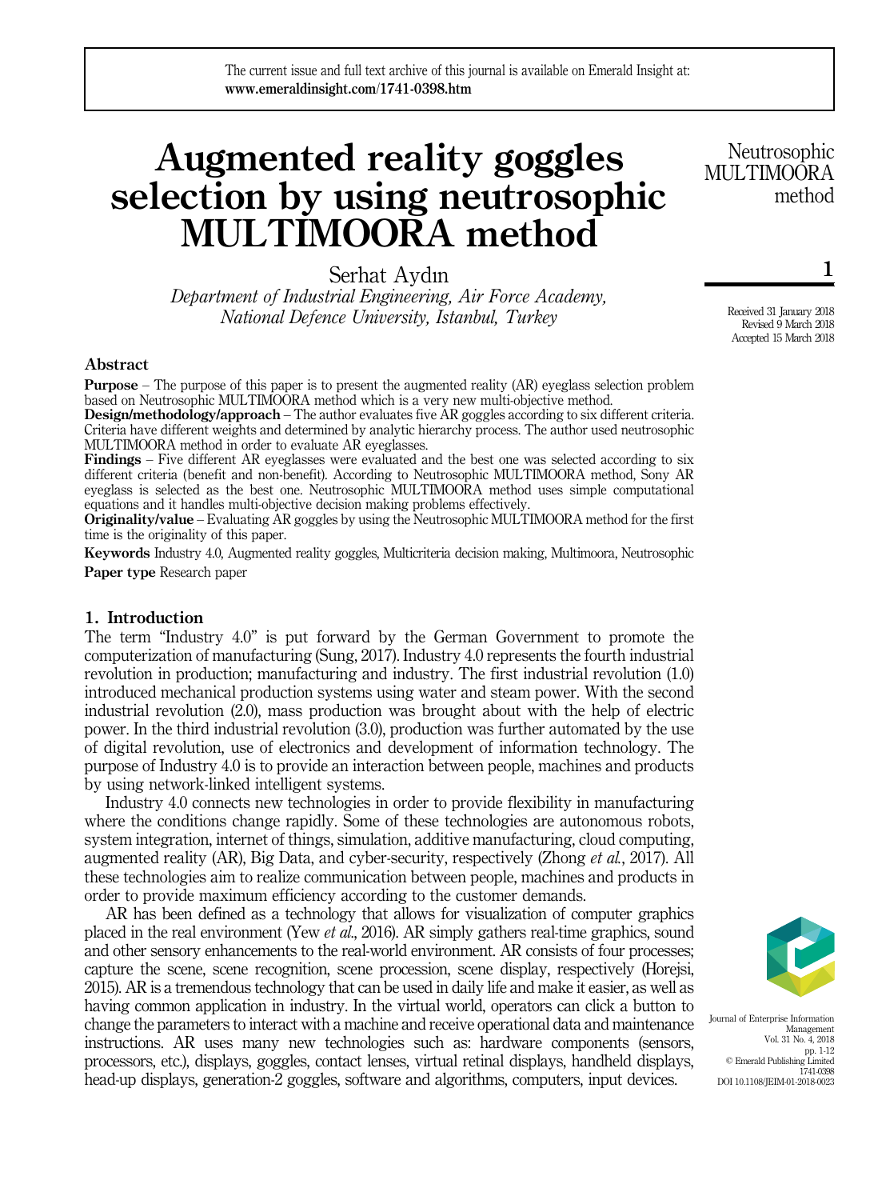# Augmented reality goggles selection by using neutrosophic MULTIMOORA method

Serhat Aydın

*Department of Industrial Engineering, Air Force Academy, National Defence University, Istanbul, Turkey*

Received 31 January 2018
Revised 9 March 2018
Accepted 15 March 2018

## Abstract

**Purpose** – The purpose of this paper is to present the augmented reality (AR) eyeglass selection problem based on Neutrosophic MULTIMOORA method which is a very new multi-objective method.

**Design/methodology/approach** – The author evaluates five AR goggles according to six different criteria. Criteria have different weights and determined by analytic hierarchy process. The author used neutrosophic MULTIMOORA method in order to evaluate AR eyeglasses.

**Findings** – Five different AR eyeglasses were evaluated and the best one was selected according to six different criteria (benefit and non-benefit). According to Neutrosophic MULTIMOORA method, Sony AR eyeglass is selected as the best one. Neutrosophic MULTIMOORA method uses simple computational equations and it handles multi-objective decision making problems effectively.

**Originality/value** – Evaluating AR goggles by using the Neutrosophic MULTIMOORA method for the first time is the originality of this paper.

**Keywords** Industry 4.0, Augmented reality goggles, Multicriteria decision making, Multimoora, Neutrosophic

**Paper type** Research paper

## 1. Introduction

The term "Industry 4.0" is put forward by the German Government to promote the computerization of manufacturing (Sung, 2017). Industry 4.0 represents the fourth industrial revolution in production; manufacturing and industry. The first industrial revolution (1.0) introduced mechanical production systems using water and steam power. With the second industrial revolution (2.0), mass production was brought about with the help of electric power. In the third industrial revolution (3.0), production was further automated by the use of digital revolution, use of electronics and development of information technology. The purpose of Industry 4.0 is to provide an interaction between people, machines and products by using network-linked intelligent systems.

Industry 4.0 connects new technologies in order to provide flexibility in manufacturing where the conditions change rapidly. Some of these technologies are autonomous robots, system integration, internet of things, simulation, additive manufacturing, cloud computing, augmented reality (AR), Big Data, and cyber-security, respectively (Zhong *et al.*, 2017). All these technologies aim to realize communication between people, machines and products in order to provide maximum efficiency according to the customer demands.

AR has been defined as a technology that allows for visualization of computer graphics placed in the real environment (Yew *et al.*, 2016). AR simply gathers real-time graphics, sound and other sensory enhancements to the real-world environment. AR consists of four processes; capture the scene, scene recognition, scene procession, scene display, respectively (Horejsi, 2015). AR is a tremendous technology that can be used in daily life and make it easier, as well as having common application in industry. In the virtual world, operators can click a button to change the parameters to interact with a machine and receive operational data and maintenance instructions. AR uses many new technologies such as: hardware components (sensors, processors, etc.), displays, goggles, contact lenses, virtual retinal displays, handheld displays, head-up displays, generation-2 goggles, software and algorithms, computers, input devices.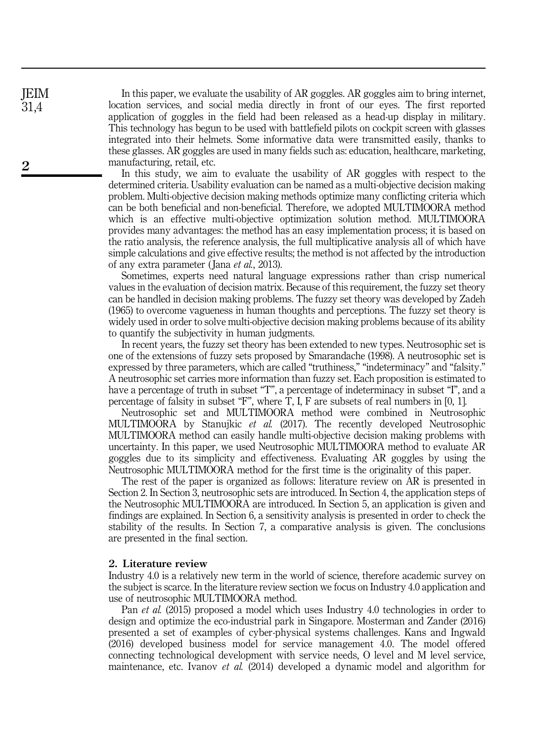In this paper, we evaluate the usability of AR goggles. AR goggles aim to bring internet, location services, and social media directly in front of our eyes. The first reported application of goggles in the field had been released as a head-up display in military. This technology has begun to be used with battlefield pilots on cockpit screen with glasses integrated into their helmets. Some informative data were transmitted easily, thanks to these glasses. AR goggles are used in many fields such as: education, healthcare, marketing, manufacturing, retail, etc.

In this study, we aim to evaluate the usability of AR goggles with respect to the determined criteria. Usability evaluation can be named as a multi-objective decision making problem. Multi-objective decision making methods optimize many conflicting criteria which can be both beneficial and non-beneficial. Therefore, we adopted MULTIMOORA method which is an effective multi-objective optimization solution method. MULTIMOORA provides many advantages: the method has an easy implementation process; it is based on the ratio analysis, the reference analysis, the full multiplicative analysis all of which have simple calculations and give effective results; the method is not affected by the introduction of any extra parameter (Jana *et al.*, 2013).

Sometimes, experts need natural language expressions rather than crisp numerical values in the evaluation of decision matrix. Because of this requirement, the fuzzy set theory can be handled in decision making problems. The fuzzy set theory was developed by Zadeh (1965) to overcome vagueness in human thoughts and perceptions. The fuzzy set theory is widely used in order to solve multi-objective decision making problems because of its ability to quantify the subjectivity in human judgments.

In recent years, the fuzzy set theory has been extended to new types. Neutrosophic set is one of the extensions of fuzzy sets proposed by Smarandache (1998). A neutrosophic set is expressed by three parameters, which are called "truthiness," "indeterminacy" and "falsity." A neutrosophic set carries more information than fuzzy set. Each proposition is estimated to have a percentage of truth in subset "T", a percentage of indeterminacy in subset "I", and a percentage of falsity in subset "F", where T, I, F are subsets of real numbers in [0, 1].

Neutrosophic set and MULTIMOORA method were combined in Neutrosophic MULTIMOORA by Stanujkic *et al.* (2017). The recently developed Neutrosophic MULTIMOORA method can easily handle multi-objective decision making problems with uncertainty. In this paper, we used Neutrosophic MULTIMOORA method to evaluate AR goggles due to its simplicity and effectiveness. Evaluating AR goggles by using the Neutrosophic MULTIMOORA method for the first time is the originality of this paper.

The rest of the paper is organized as follows: literature review on AR is presented in Section 2. In Section 3, neutrosophic sets are introduced. In Section 4, the application steps of the Neutrosophic MULTIMOORA are introduced. In Section 5, an application is given and findings are explained. In Section 6, a sensitivity analysis is presented in order to check the stability of the results. In Section 7, a comparative analysis is given. The conclusions are presented in the final section.

## 2. Literature review

Industry 4.0 is a relatively new term in the world of science, therefore academic survey on the subject is scarce. In the literature review section we focus on Industry 4.0 application and use of neutrosophic MULTIMOORA method.

Pan *et al.* (2015) proposed a model which uses Industry 4.0 technologies in order to design and optimize the eco-industrial park in Singapore. Mosterman and Zander (2016) presented a set of examples of cyber-physical systems challenges. Kans and Ingwald (2016) developed business model for service management 4.0. The model offered connecting technological development with service needs, O level and M level service, maintenance, etc. Ivanov *et al.* (2014) developed a dynamic model and algorithm for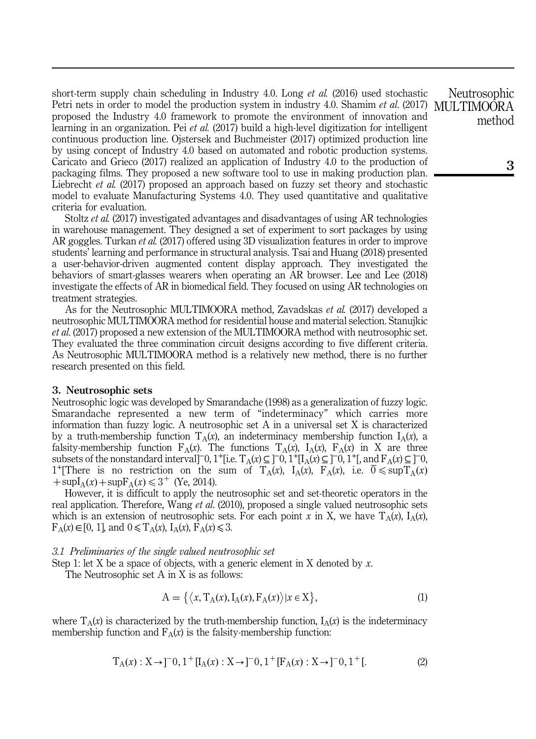short-term supply chain scheduling in Industry 4.0. Long *et al.* (2016) used stochastic Petri nets in order to model the production system in industry 4.0. Shamim *et al.* (2017) proposed the Industry 4.0 framework to promote the environment of innovation and learning in an organization. Pei *et al.* (2017) build a high-level digitization for intelligent continuous production line. Ojstersek and Buchmeister (2017) optimized production line by using concept of Industry 4.0 based on automated and robotic production systems. Caricato and Grieco (2017) realized an application of Industry 4.0 to the production of packaging films. They proposed a new software tool to use in making production plan. Liebrecht *et al.* (2017) proposed an approach based on fuzzy set theory and stochastic model to evaluate Manufacturing Systems 4.0. They used quantitative and qualitative criteria for evaluation.

Stoltz *et al.* (2017) investigated advantages and disadvantages of using AR technologies in warehouse management. They designed a set of experiment to sort packages by using AR goggles. Turkan *et al.* (2017) offered using 3D visualization features in order to improve students' learning and performance in structural analysis. Tsai and Huang (2018) presented a user-behavior-driven augmented content display approach. They investigated the behaviors of smart-glasses wearers when operating an AR browser. Lee and Lee (2018) investigate the effects of AR in biomedical field. They focused on using AR technologies on treatment strategies.

As for the Neutrosophic MULTIMOORA method, Zavadskas *et al.* (2017) developed a neutrosophic MULTIMOORA method for residential house and material selection. Stanujkic *et al.* (2017) proposed a new extension of the MULTIMOORA method with neutrosophic set. They evaluated the three commination circuit designs according to five different criteria. As Neutrosophic MULTIMOORA method is a relatively new method, there is no further research presented on this field.

## 3. Neutrosophic sets

Neutrosophic logic was developed by Smarandache (1998) as a generalization of fuzzy logic. Smarandache represented a new term of "indeterminacy" which carries more information than fuzzy logic. A neutrosophic set A in a universal set X is characterized by a truth-membership function $T_A(x)$, an indeterminacy membership function $I_A(x)$, a falsity-membership function $F_A(x)$. The functions $T_A(x)$, $I_A(x)$, $F_A(x)$ in X are three subsets of the nonstandard interval $]^-0, 1^+[$ i.e. $T_A(x) \subseteq\, ]^-0, 1^+[$ $I_A(x) \subseteq\, ]^-0, 1^+[$, and $F_A(x) \subseteq\, ]^-0, 1^+[$ There is no restriction on the sum of $T_A(x)$, $I_A(x)$, $F_A(x)$, i.e. $\bar{0} \leqslant \sup T_A(x) + \sup I_A(x) + \sup F_A(x) \leqslant 3^+$ (Ye, 2014).

However, it is difficult to apply the neutrosophic set and set-theoretic operators in the real application. Therefore, Wang *et al.* (2010), proposed a single valued neutrosophic sets which is an extension of neutrosophic sets. For each point $x$ in X, we have $T_A(x)$, $I_A(x)$, $F_A(x) \in [0, 1]$, and $0 \leqslant T_A(x), I_A(x), F_A(x) \leqslant 3$.

### 3.1 Preliminaries of the single valued neutrosophic set

Step 1: let X be a space of objects, with a generic element in X denoted by $x$.

The Neutrosophic set A in X is as follows:

$$A = \{\langle x, T_A(x), I_A(x), F_A(x)\rangle | x \in X\}, \tag{1}$$

where $T_A(x)$ is characterized by the truth-membership function, $I_A(x)$ is the indeterminacy membership function and $F_A(x)$ is the falsity-membership function:

$$T_A(x) : X \rightarrow ]^-0, 1^+[ I_A(x) : X \rightarrow ]^-0, 1^+[ F_A(x) : X \rightarrow ]^-0, 1^+[. \tag{2}$$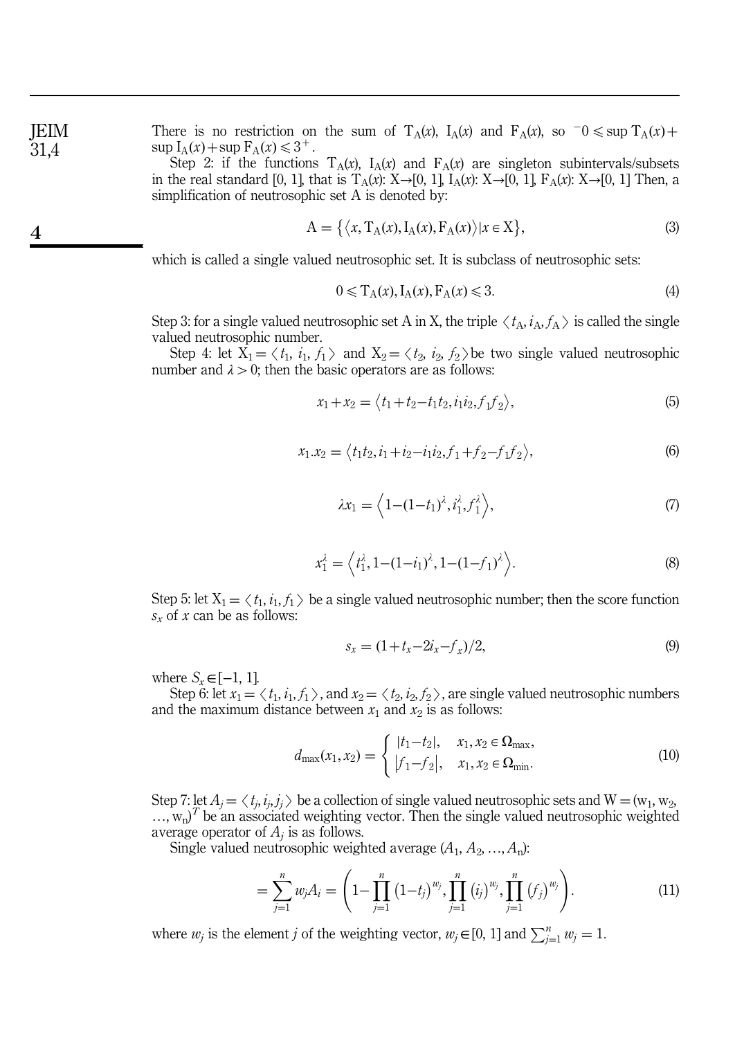There is no restriction on the sum of $T_A(x)$, $I_A(x)$ and $F_A(x)$, so ${}^{-}0 \leqslant \sup T_A(x) + \sup I_A(x) + \sup F_A(x) \leqslant 3^{+}$.

Step 2: if the functions $T_A(x)$, $I_A(x)$ and $F_A(x)$ are singleton subintervals/subsets in the real standard [0, 1], that is $T_A(x)$: X→[0, 1], $I_A(x)$: X→[0, 1], $F_A(x)$: X→[0, 1] Then, a simplification of neutrosophic set A is denoted by:

$$A = \{\langle x, T_A(x), I_A(x), F_A(x)\rangle | x \in X\}, \tag{3}$$

which is called a single valued neutrosophic set. It is subclass of neutrosophic sets:

$$0 \leqslant T_A(x), I_A(x), F_A(x) \leqslant 3. \tag{4}$$

Step 3: for a single valued neutrosophic set A in X, the triple $\langle t_A, i_A, f_A \rangle$ is called the single valued neutrosophic number.

Step 4: let $X_1 = \langle t_1, i_1, f_1 \rangle$ and $X_2 = \langle t_2, i_2, f_2 \rangle$ be two single valued neutrosophic number and $\lambda > 0$; then the basic operators are as follows:

$$x_1 + x_2 = \langle t_1 + t_2 - t_1 t_2, i_1 i_2, f_1 f_2 \rangle, \tag{5}$$

$$x_1 . x_2 = \langle t_1 t_2, i_1 + i_2 - i_1 i_2, f_1 + f_2 - f_1 f_2 \rangle, \tag{6}$$

$$\lambda x_1 = \left\langle 1 - (1 - t_1)^{\lambda}, i_1^{\lambda}, f_1^{\lambda} \right\rangle, \tag{7}$$

$$x_1^{\lambda} = \left\langle t_1^{\lambda}, 1 - (1 - i_1)^{\lambda}, 1 - (1 - f_1)^{\lambda} \right\rangle. \tag{8}$$

Step 5: let $X_1 = \langle t_1, i_1, f_1 \rangle$ be a single valued neutrosophic number; then the score function $s_x$ of $x$ can be as follows:

$$s_x = (1 + t_x - 2i_x - f_x)/2, \tag{9}$$

where $S_x \in [-1, 1]$.

Step 6: let $x_1 = \langle t_1, i_1, f_1 \rangle$, and $x_2 = \langle t_2, i_2, f_2 \rangle$, are single valued neutrosophic numbers and the maximum distance between $x_1$ and $x_2$ is as follows:

$$d_{\max}(x_1, x_2) = \begin{cases} |t_1 - t_2|, & x_1, x_2 \in \Omega_{\max}, \\ |f_1 - f_2|, & x_1, x_2 \in \Omega_{\min}. \end{cases} \tag{10}$$

Step 7: let $A_j = \langle t_j, i_j, j_j \rangle$ be a collection of single valued neutrosophic sets and $W = (w_1, w_2, \ldots, w_n)^T$ be an associated weighting vector. Then the single valued neutrosophic weighted average operator of $A_j$ is as follows.

Single valued neutrosophic weighted average $(A_1, A_2, \ldots, A_n)$:

$$= \sum_{j=1}^{n} w_j A_i = \left(1 - \prod_{j=1}^{n} (1 - t_j)^{w_j}, \prod_{j=1}^{n} (i_j)^{w_j}, \prod_{j=1}^{n} (f_j)^{w_j}\right). \tag{11}$$

where $w_j$ is the element $j$ of the weighting vector, $w_j \in [0, 1]$ and $\sum_{j=1}^{n} w_j = 1$.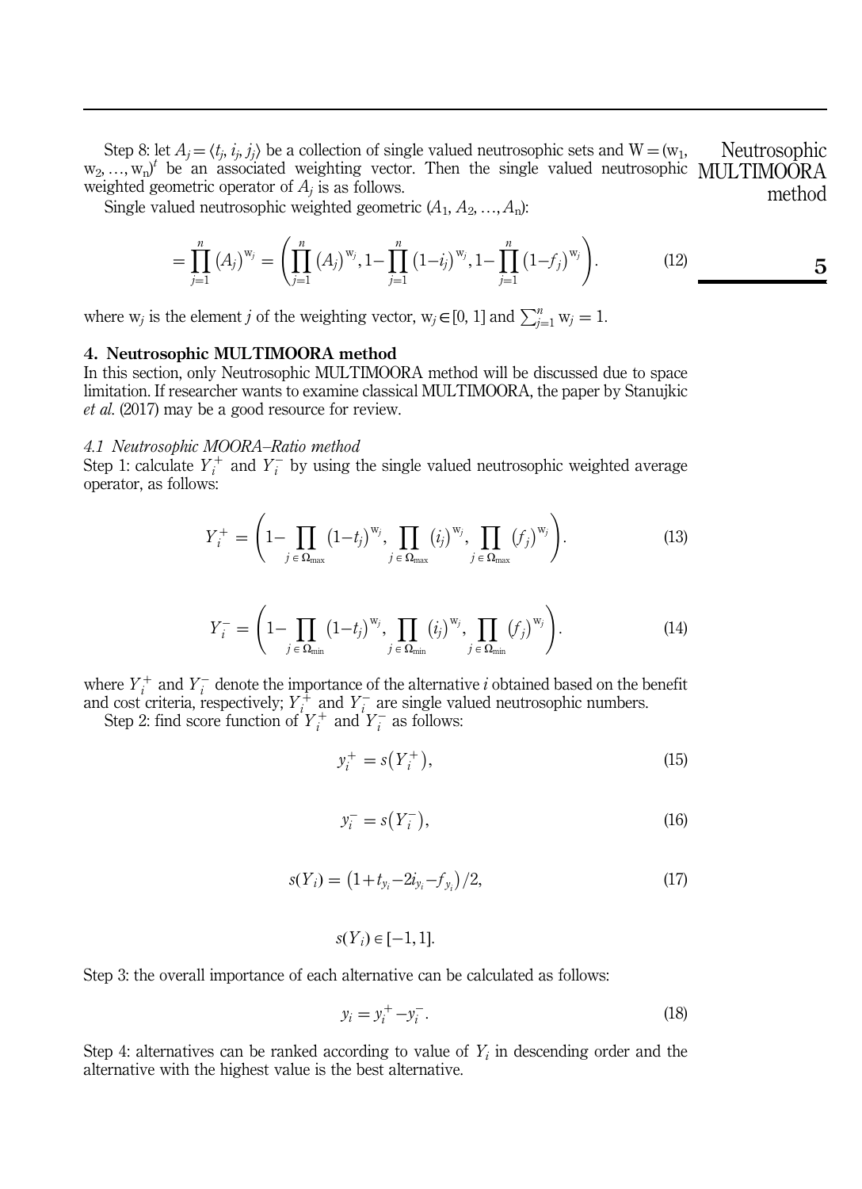Step 8: let $A_j = \langle t_j, i_j, j_j \rangle$ be a collection of single valued neutrosophic sets and $W = (w_1, w_2, \ldots, w_n)^t$ be an associated weighting vector. Then the single valued neutrosophic weighted geometric operator of $A_j$ is as follows.

Single valued neutrosophic weighted geometric $(A_1, A_2, \ldots, A_n)$:

$$= \prod_{j=1}^{n} (A_j)^{w_j} = \left( \prod_{j=1}^{n} (A_j)^{w_j}, 1 - \prod_{j=1}^{n} (1 - i_j)^{w_j}, 1 - \prod_{j=1}^{n} (1 - f_j)^{w_j} \right). \tag{12}$$

where $w_j$ is the element $j$ of the weighting vector, $w_j \in [0, 1]$ and $\sum_{j=1}^{n} w_j = 1$.

## 4. Neutrosophic MULTIMOORA method

In this section, only Neutrosophic MULTIMOORA method will be discussed due to space limitation. If researcher wants to examine classical MULTIMOORA, the paper by Stanujkic *et al.* (2017) may be a good resource for review.

### *4.1 Neutrosophic MOORA–Ratio method*

Step 1: calculate $Y_i^+$ and $Y_i^-$ by using the single valued neutrosophic weighted average operator, as follows:

$$Y_i^+ = \left( 1 - \prod_{j \in \Omega_{\max}} (1 - t_j)^{w_j}, \prod_{j \in \Omega_{\max}} (i_j)^{w_j}, \prod_{j \in \Omega_{\max}} (f_j)^{w_j} \right). \tag{13}$$

$$Y_i^- = \left( 1 - \prod_{j \in \Omega_{\min}} (1 - t_j)^{w_j}, \prod_{j \in \Omega_{\min}} (i_j)^{w_j}, \prod_{j \in \Omega_{\min}} (f_j)^{w_j} \right). \tag{14}$$

where $Y_i^+$ and $Y_i^-$ denote the importance of the alternative $i$ obtained based on the benefit and cost criteria, respectively; $Y_i^+$ and $Y_i^-$ are single valued neutrosophic numbers.

Step 2: find score function of $Y_i^+$ and $Y_i^-$ as follows:

$$y_i^+ = s\left(Y_i^+\right), \tag{15}$$

$$y_i^- = s\left(Y_i^-\right), \tag{16}$$

$$s(Y_i) = \left(1 + t_{y_i} - 2i_{y_i} - f_{y_i}\right)/2, \tag{17}$$

$$s(Y_i) \in [-1, 1].$$

Step 3: the overall importance of each alternative can be calculated as follows:

$$y_i = y_i^+ - y_i^-. \tag{18}$$

Step 4: alternatives can be ranked according to value of $Y_i$ in descending order and the alternative with the highest value is the best alternative.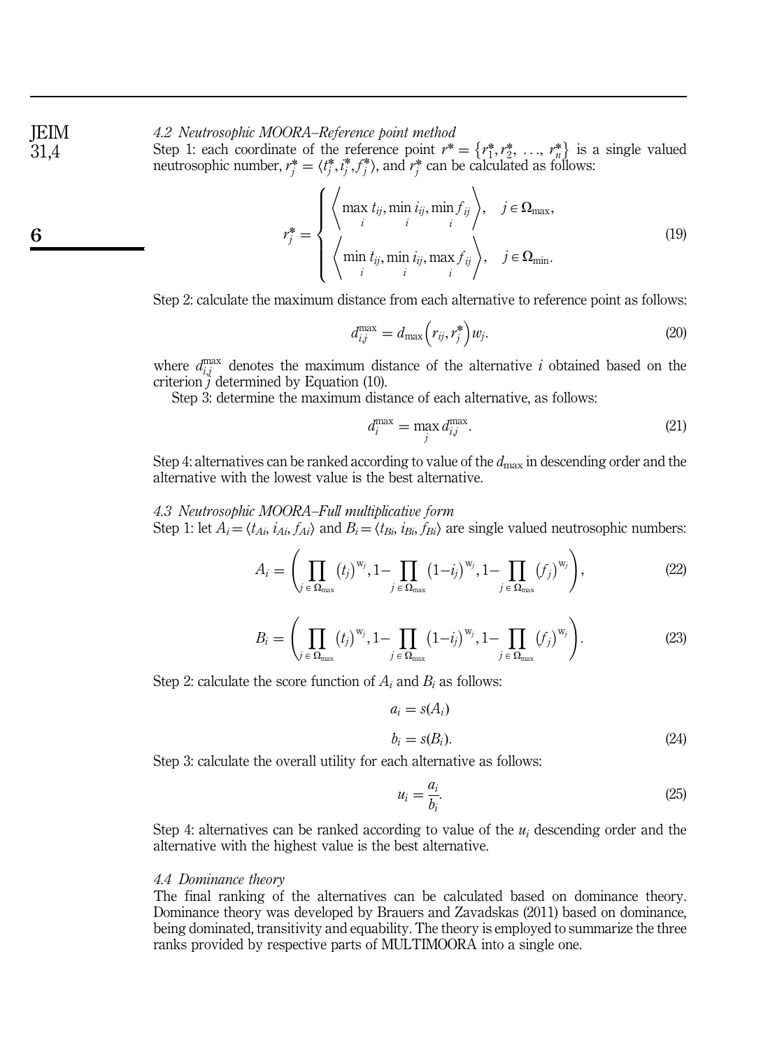### 4.2 Neutrosophic MOORA–Reference point method

Step 1: each coordinate of the reference point $r^* = \{r_1^*, r_2^*, \ldots, r_n^*\}$ is a single valued neutrosophic number, $r_j^* = \langle t_j^*, i_j^*, f_j^* \rangle$, and $r_j^*$ can be calculated as follows:

$$r_j^* = \begin{cases} \left\langle \max\limits_i t_{ij}, \min\limits_i i_{ij}, \min\limits_i f_{ij} \right\rangle, & j \in \Omega_{\max}, \\ \left\langle \min\limits_i t_{ij}, \min\limits_i i_{ij}, \max\limits_i f_{ij} \right\rangle, & j \in \Omega_{\min}. \end{cases} \tag{19}$$

Step 2: calculate the maximum distance from each alternative to reference point as follows:

$$d_{i,j}^{\max} = d_{\max}\left(r_{ij}, r_j^*\right) w_j. \tag{20}$$

where $d_{i,j}^{\max}$ denotes the maximum distance of the alternative $i$ obtained based on the criterion $j$ determined by Equation (10).

Step 3: determine the maximum distance of each alternative, as follows:

$$d_i^{\max} = \max_j d_{i,j}^{\max}. \tag{21}$$

Step 4: alternatives can be ranked according to value of the $d_{\max}$ in descending order and the alternative with the lowest value is the best alternative.

### 4.3 Neutrosophic MOORA–Full multiplicative form

Step 1: let $A_i = \langle t_{Ai}, i_{Ai}, f_{Ai} \rangle$ and $B_i = \langle t_{Bi}, i_{Bi}, f_{Bi} \rangle$ are single valued neutrosophic numbers:

$$A_i = \left( \prod_{j \in \Omega_{\max}} (t_j)^{w_j}, 1 - \prod_{j \in \Omega_{\max}} (1 - i_j)^{w_j}, 1 - \prod_{j \in \Omega_{\max}} (f_j)^{w_j} \right), \tag{22}$$

$$B_i = \left( \prod_{j \in \Omega_{\max}} (t_j)^{w_j}, 1 - \prod_{j \in \Omega_{\max}} (1 - i_j)^{w_j}, 1 - \prod_{j \in \Omega_{\max}} (f_j)^{w_j} \right). \tag{23}$$

Step 2: calculate the score function of $A_i$ and $B_i$ as follows:

$$a_i = s(A_i)$$
$$b_i = s(B_i). \tag{24}$$

Step 3: calculate the overall utility for each alternative as follows:

$$u_i = \frac{a_i}{b_i}. \tag{25}$$

Step 4: alternatives can be ranked according to value of the $u_i$ descending order and the alternative with the highest value is the best alternative.

### 4.4 Dominance theory

The final ranking of the alternatives can be calculated based on dominance theory. Dominance theory was developed by Brauers and Zavadskas (2011) based on dominance, being dominated, transitivity and equability. The theory is employed to summarize the three ranks provided by respective parts of MULTIMOORA into a single one.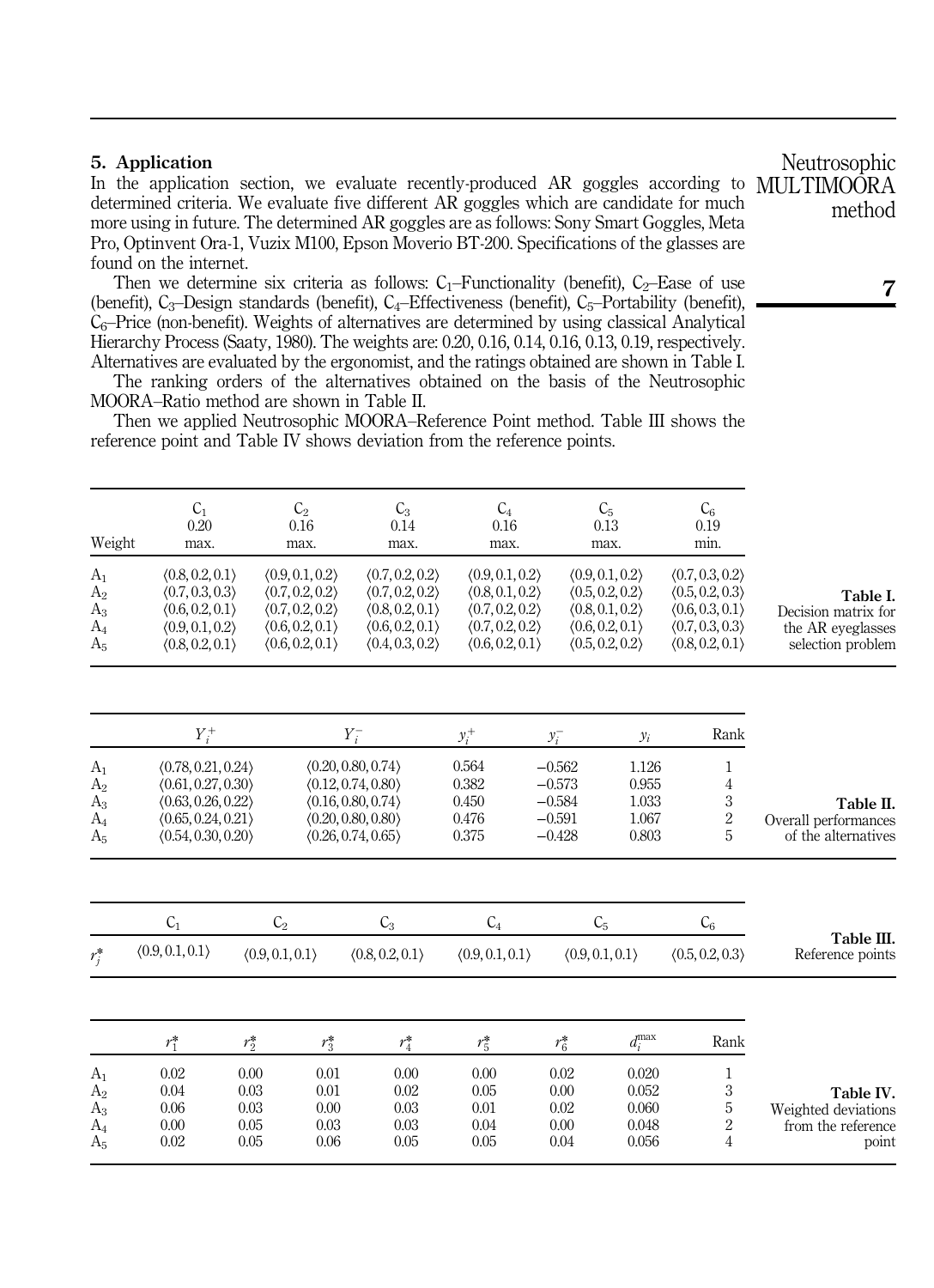## 5. Application

In the application section, we evaluate recently-produced AR goggles according to determined criteria. We evaluate five different AR goggles which are candidate for much more using in future. The determined AR goggles are as follows: Sony Smart Goggles, Meta Pro, Optinvent Ora-1, Vuzix M100, Epson Moverio BT-200. Specifications of the glasses are found on the internet.

Then we determine six criteria as follows: $C_1$–Functionality (benefit), $C_2$–Ease of use (benefit), $C_3$–Design standards (benefit), $C_4$–Effectiveness (benefit), $C_5$–Portability (benefit), $C_6$–Price (non-benefit). Weights of alternatives are determined by using classical Analytical Hierarchy Process (Saaty, 1980). The weights are: 0.20, 0.16, 0.14, 0.16, 0.13, 0.19, respectively. Alternatives are evaluated by the ergonomist, and the ratings obtained are shown in Table I.

The ranking orders of the alternatives obtained on the basis of the Neutrosophic MOORA–Ratio method are shown in Table II.

Then we applied Neutrosophic MOORA–Reference Point method. Table III shows the reference point and Table IV shows deviation from the reference points.

**Table I.** Decision matrix for the AR eyeglasses selection problem

| Weight | $C_1$ 0.20 max. | $C_2$ 0.16 max. | $C_3$ 0.14 max. | $C_4$ 0.16 max. | $C_5$ 0.13 max. | $C_6$ 0.19 min. |
|---|---|---|---|---|---|---|
| $A_1$ | $\langle 0.8, 0.2, 0.1\rangle$ | $\langle 0.9, 0.1, 0.2\rangle$ | $\langle 0.7, 0.2, 0.2\rangle$ | $\langle 0.9, 0.1, 0.2\rangle$ | $\langle 0.9, 0.1, 0.2\rangle$ | $\langle 0.7, 0.3, 0.2\rangle$ |
| $A_2$ | $\langle 0.7, 0.3, 0.3\rangle$ | $\langle 0.7, 0.2, 0.2\rangle$ | $\langle 0.7, 0.2, 0.2\rangle$ | $\langle 0.8, 0.1, 0.2\rangle$ | $\langle 0.5, 0.2, 0.2\rangle$ | $\langle 0.5, 0.2, 0.3\rangle$ |
| $A_3$ | $\langle 0.6, 0.2, 0.1\rangle$ | $\langle 0.7, 0.2, 0.2\rangle$ | $\langle 0.8, 0.2, 0.1\rangle$ | $\langle 0.7, 0.2, 0.2\rangle$ | $\langle 0.8, 0.1, 0.2\rangle$ | $\langle 0.6, 0.3, 0.1\rangle$ |
| $A_4$ | $\langle 0.9, 0.1, 0.2\rangle$ | $\langle 0.6, 0.2, 0.1\rangle$ | $\langle 0.6, 0.2, 0.1\rangle$ | $\langle 0.7, 0.2, 0.2\rangle$ | $\langle 0.6, 0.2, 0.1\rangle$ | $\langle 0.7, 0.3, 0.3\rangle$ |
| $A_5$ | $\langle 0.8, 0.2, 0.1\rangle$ | $\langle 0.6, 0.2, 0.1\rangle$ | $\langle 0.4, 0.3, 0.2\rangle$ | $\langle 0.6, 0.2, 0.1\rangle$ | $\langle 0.5, 0.2, 0.2\rangle$ | $\langle 0.8, 0.2, 0.1\rangle$ |

**Table II.** Overall performances of the alternatives

| | $Y_i^+$ | $Y_i^-$ | $y_i^+$ | $y_i^-$ | $y_i$ | Rank |
|---|---|---|---|---|---|---|
| $A_1$ | $\langle 0.78, 0.21, 0.24\rangle$ | $\langle 0.20, 0.80, 0.74\rangle$ | 0.564 | −0.562 | 1.126 | 1 |
| $A_2$ | $\langle 0.61, 0.27, 0.30\rangle$ | $\langle 0.12, 0.74, 0.80\rangle$ | 0.382 | −0.573 | 0.955 | 4 |
| $A_3$ | $\langle 0.63, 0.26, 0.22\rangle$ | $\langle 0.16, 0.80, 0.74\rangle$ | 0.450 | −0.584 | 1.033 | 3 |
| $A_4$ | $\langle 0.65, 0.24, 0.21\rangle$ | $\langle 0.20, 0.80, 0.80\rangle$ | 0.476 | −0.591 | 1.067 | 2 |
| $A_5$ | $\langle 0.54, 0.30, 0.20\rangle$ | $\langle 0.26, 0.74, 0.65\rangle$ | 0.375 | −0.428 | 0.803 | 5 |

**Table III.** Reference points

| | $C_1$ | $C_2$ | $C_3$ | $C_4$ | $C_5$ | $C_6$ |
|---|---|---|---|---|---|---|
| $r_j^*$ | $\langle 0.9, 0.1, 0.1\rangle$ | $\langle 0.9, 0.1, 0.1\rangle$ | $\langle 0.8, 0.2, 0.1\rangle$ | $\langle 0.9, 0.1, 0.1\rangle$ | $\langle 0.9, 0.1, 0.1\rangle$ | $\langle 0.5, 0.2, 0.3\rangle$ |

**Table IV.** Weighted deviations from the reference point

| | $r_1^*$ | $r_2^*$ | $r_3^*$ | $r_4^*$ | $r_5^*$ | $r_6^*$ | $d_i^{\max}$ | Rank |
|---|---|---|---|---|---|---|---|---|
| $A_1$ | 0.02 | 0.00 | 0.01 | 0.00 | 0.00 | 0.02 | 0.020 | 1 |
| $A_2$ | 0.04 | 0.03 | 0.01 | 0.02 | 0.05 | 0.00 | 0.052 | 3 |
| $A_3$ | 0.06 | 0.03 | 0.00 | 0.03 | 0.01 | 0.02 | 0.060 | 5 |
| $A_4$ | 0.00 | 0.05 | 0.03 | 0.03 | 0.04 | 0.00 | 0.048 | 2 |
| $A_5$ | 0.02 | 0.05 | 0.06 | 0.05 | 0.05 | 0.04 | 0.056 | 4 |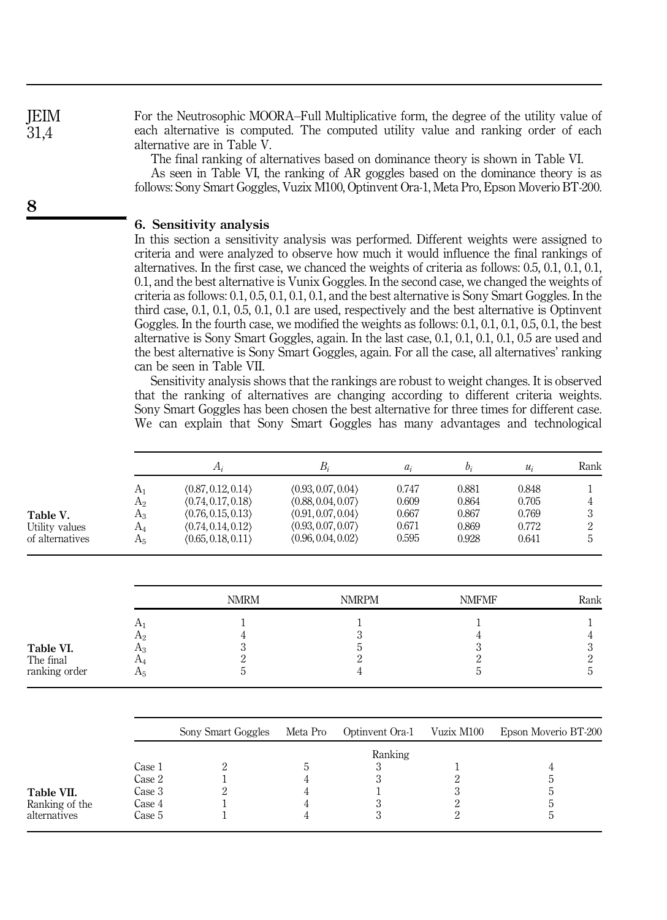For the Neutrosophic MOORA–Full Multiplicative form, the degree of the utility value of each alternative is computed. The computed utility value and ranking order of each alternative are in Table V.

The final ranking of alternatives based on dominance theory is shown in Table VI.

As seen in Table VI, the ranking of AR goggles based on the dominance theory is as follows: Sony Smart Goggles, Vuzix M100, Optinvent Ora-1, Meta Pro, Epson Moverio BT-200.

## 6. Sensitivity analysis

In this section a sensitivity analysis was performed. Different weights were assigned to criteria and were analyzed to observe how much it would influence the final rankings of alternatives. In the first case, we chanced the weights of criteria as follows: 0.5, 0.1, 0.1, 0.1, 0.1, and the best alternative is Vunix Goggles. In the second case, we changed the weights of criteria as follows: 0.1, 0.5, 0.1, 0.1, 0.1, and the best alternative is Sony Smart Goggles. In the third case, 0.1, 0.1, 0.5, 0.1, 0.1 are used, respectively and the best alternative is Optinvent Goggles. In the fourth case, we modified the weights as follows: 0.1, 0.1, 0.1, 0.5, 0.1, the best alternative is Sony Smart Goggles, again. In the last case, 0.1, 0.1, 0.1, 0.1, 0.5 are used and the best alternative is Sony Smart Goggles, again. For all the case, all alternatives' ranking can be seen in Table VII.

Sensitivity analysis shows that the rankings are robust to weight changes. It is observed that the ranking of alternatives are changing according to different criteria weights. Sony Smart Goggles has been chosen the best alternative for three times for different case. We can explain that Sony Smart Goggles has many advantages and technological

**Table V.** Utility values of alternatives

| | $A_i$ | $B_i$ | $a_i$ | $b_i$ | $u_i$ | Rank |
|---|---|---|---|---|---|---|
| $A_1$ | $\langle 0.87, 0.12, 0.14 \rangle$ | $\langle 0.93, 0.07, 0.04 \rangle$ | 0.747 | 0.881 | 0.848 | 1 |
| $A_2$ | $\langle 0.74, 0.17, 0.18 \rangle$ | $\langle 0.88, 0.04, 0.07 \rangle$ | 0.609 | 0.864 | 0.705 | 4 |
| $A_3$ | $\langle 0.76, 0.15, 0.13 \rangle$ | $\langle 0.91, 0.07, 0.04 \rangle$ | 0.667 | 0.867 | 0.769 | 3 |
| $A_4$ | $\langle 0.74, 0.14, 0.12 \rangle$ | $\langle 0.93, 0.07, 0.07 \rangle$ | 0.671 | 0.869 | 0.772 | 2 |
| $A_5$ | $\langle 0.65, 0.18, 0.11 \rangle$ | $\langle 0.96, 0.04, 0.02 \rangle$ | 0.595 | 0.928 | 0.641 | 5 |

**Table VI.** The final ranking order

| | NMRM | NMRPM | NMFMF | Rank |
|---|---|---|---|---|
| $A_1$ | 1 | 1 | 1 | 1 |
| $A_2$ | 4 | 3 | 4 | 4 |
| $A_3$ | 3 | 5 | 3 | 3 |
| $A_4$ | 2 | 2 | 2 | 2 |
| $A_5$ | 5 | 4 | 5 | 5 |

**Table VII.** Ranking of the alternatives

| | Sony Smart Goggles | Meta Pro | Optinvent Ora-1 | Vuzix M100 | Epson Moverio BT-200 |
|---|---|---|---|---|---|
| | | | Ranking | | |
| Case 1 | 2 | 5 | 3 | 1 | 4 |
| Case 2 | 1 | 4 | 3 | 2 | 5 |
| Case 3 | 2 | 4 | 1 | 3 | 5 |
| Case 4 | 1 | 4 | 3 | 2 | 5 |
| Case 5 | 1 | 4 | 3 | 2 | 5 |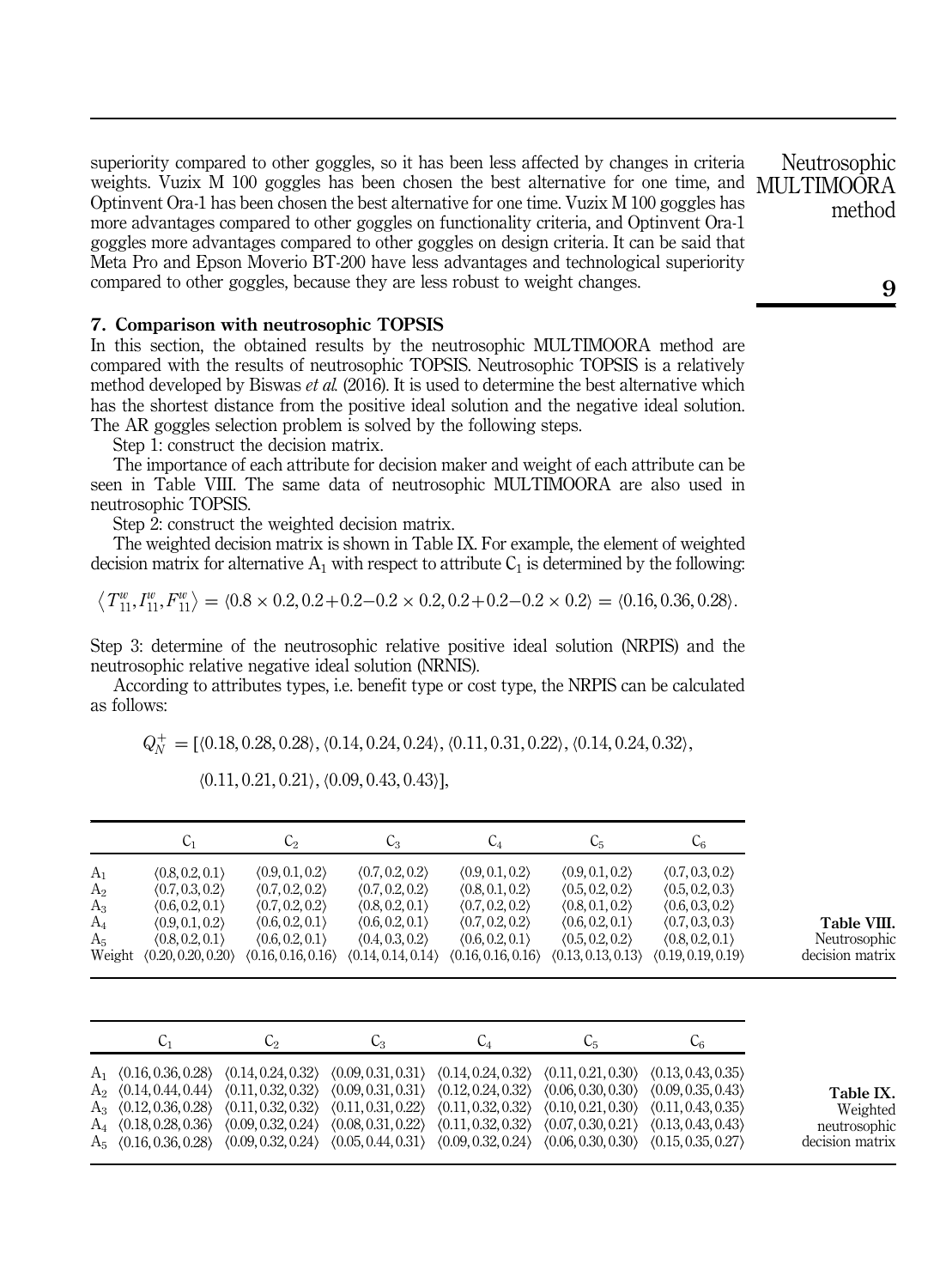superiority compared to other goggles, so it has been less affected by changes in criteria weights. Vuzix M 100 goggles has been chosen the best alternative for one time, and Optinvent Ora-1 has been chosen the best alternative for one time. Vuzix M 100 goggles has more advantages compared to other goggles on functionality criteria, and Optinvent Ora-1 goggles more advantages compared to other goggles on design criteria. It can be said that Meta Pro and Epson Moverio BT-200 have less advantages and technological superiority compared to other goggles, because they are less robust to weight changes.

## 7. Comparison with neutrosophic TOPSIS

In this section, the obtained results by the neutrosophic MULTIMOORA method are compared with the results of neutrosophic TOPSIS. Neutrosophic TOPSIS is a relatively method developed by Biswas *et al.* (2016). It is used to determine the best alternative which has the shortest distance from the positive ideal solution and the negative ideal solution. The AR goggles selection problem is solved by the following steps.

Step 1: construct the decision matrix.

The importance of each attribute for decision maker and weight of each attribute can be seen in Table VIII. The same data of neutrosophic MULTIMOORA are also used in neutrosophic TOPSIS.

Step 2: construct the weighted decision matrix.

The weighted decision matrix is shown in Table IX. For example, the element of weighted decision matrix for alternative $A_1$ with respect to attribute $C_1$ is determined by the following:

$$\left\langle T_{11}^{w}, I_{11}^{w}, F_{11}^{w} \right\rangle = \langle 0.8 \times 0.2, 0.2+0.2-0.2 \times 0.2, 0.2+0.2-0.2 \times 0.2 \rangle = \langle 0.16, 0.36, 0.28 \rangle.$$

Step 3: determine of the neutrosophic relative positive ideal solution (NRPIS) and the neutrosophic relative negative ideal solution (NRNIS).

According to attributes types, i.e. benefit type or cost type, the NRPIS can be calculated as follows:

$$Q_N^{+} = [\langle 0.18, 0.28, 0.28 \rangle, \langle 0.14, 0.24, 0.24 \rangle, \langle 0.11, 0.31, 0.22 \rangle, \langle 0.14, 0.24, 0.32 \rangle, \langle 0.11, 0.21, 0.21 \rangle, \langle 0.09, 0.43, 0.43 \rangle],$$

**Table VIII.** Neutrosophic decision matrix

| | $C_1$ | $C_2$ | $C_3$ | $C_4$ | $C_5$ | $C_6$ |
|---|---|---|---|---|---|---|
| $A_1$ | ⟨0.8, 0.2, 0.1⟩ | ⟨0.9, 0.1, 0.2⟩ | ⟨0.7, 0.2, 0.2⟩ | ⟨0.9, 0.1, 0.2⟩ | ⟨0.9, 0.1, 0.2⟩ | ⟨0.7, 0.3, 0.2⟩ |
| $A_2$ | ⟨0.7, 0.3, 0.2⟩ | ⟨0.7, 0.2, 0.2⟩ | ⟨0.7, 0.2, 0.2⟩ | ⟨0.8, 0.1, 0.2⟩ | ⟨0.5, 0.2, 0.2⟩ | ⟨0.5, 0.2, 0.3⟩ |
| $A_3$ | ⟨0.6, 0.2, 0.1⟩ | ⟨0.7, 0.2, 0.2⟩ | ⟨0.8, 0.2, 0.1⟩ | ⟨0.7, 0.2, 0.2⟩ | ⟨0.8, 0.1, 0.2⟩ | ⟨0.6, 0.3, 0.2⟩ |
| $A_4$ | ⟨0.9, 0.1, 0.2⟩ | ⟨0.6, 0.2, 0.1⟩ | ⟨0.6, 0.2, 0.1⟩ | ⟨0.7, 0.2, 0.2⟩ | ⟨0.6, 0.2, 0.1⟩ | ⟨0.7, 0.3, 0.3⟩ |
| $A_5$ | ⟨0.8, 0.2, 0.1⟩ | ⟨0.6, 0.2, 0.1⟩ | ⟨0.4, 0.3, 0.2⟩ | ⟨0.6, 0.2, 0.1⟩ | ⟨0.5, 0.2, 0.2⟩ | ⟨0.8, 0.2, 0.1⟩ |
| Weight | ⟨0.20, 0.20, 0.20⟩ | ⟨0.16, 0.16, 0.16⟩ | ⟨0.14, 0.14, 0.14⟩ | ⟨0.16, 0.16, 0.16⟩ | ⟨0.13, 0.13, 0.13⟩ | ⟨0.19, 0.19, 0.19⟩ |

**Table IX.** Weighted neutrosophic decision matrix

| | $C_1$ | $C_2$ | $C_3$ | $C_4$ | $C_5$ | $C_6$ |
|---|---|---|---|---|---|---|
| $A_1$ | ⟨0.16, 0.36, 0.28⟩ | ⟨0.14, 0.24, 0.32⟩ | ⟨0.09, 0.31, 0.31⟩ | ⟨0.14, 0.24, 0.32⟩ | ⟨0.11, 0.21, 0.30⟩ | ⟨0.13, 0.43, 0.35⟩ |
| $A_2$ | ⟨0.14, 0.44, 0.44⟩ | ⟨0.11, 0.32, 0.32⟩ | ⟨0.09, 0.31, 0.31⟩ | ⟨0.12, 0.24, 0.32⟩ | ⟨0.06, 0.30, 0.30⟩ | ⟨0.09, 0.35, 0.43⟩ |
| $A_3$ | ⟨0.12, 0.36, 0.28⟩ | ⟨0.11, 0.32, 0.32⟩ | ⟨0.11, 0.31, 0.22⟩ | ⟨0.11, 0.32, 0.32⟩ | ⟨0.10, 0.21, 0.30⟩ | ⟨0.11, 0.43, 0.35⟩ |
| $A_4$ | ⟨0.18, 0.28, 0.36⟩ | ⟨0.09, 0.32, 0.24⟩ | ⟨0.08, 0.31, 0.22⟩ | ⟨0.11, 0.32, 0.32⟩ | ⟨0.07, 0.30, 0.21⟩ | ⟨0.13, 0.43, 0.43⟩ |
| $A_5$ | ⟨0.16, 0.36, 0.28⟩ | ⟨0.09, 0.32, 0.24⟩ | ⟨0.05, 0.44, 0.31⟩ | ⟨0.09, 0.32, 0.24⟩ | ⟨0.06, 0.30, 0.30⟩ | ⟨0.15, 0.35, 0.27⟩ |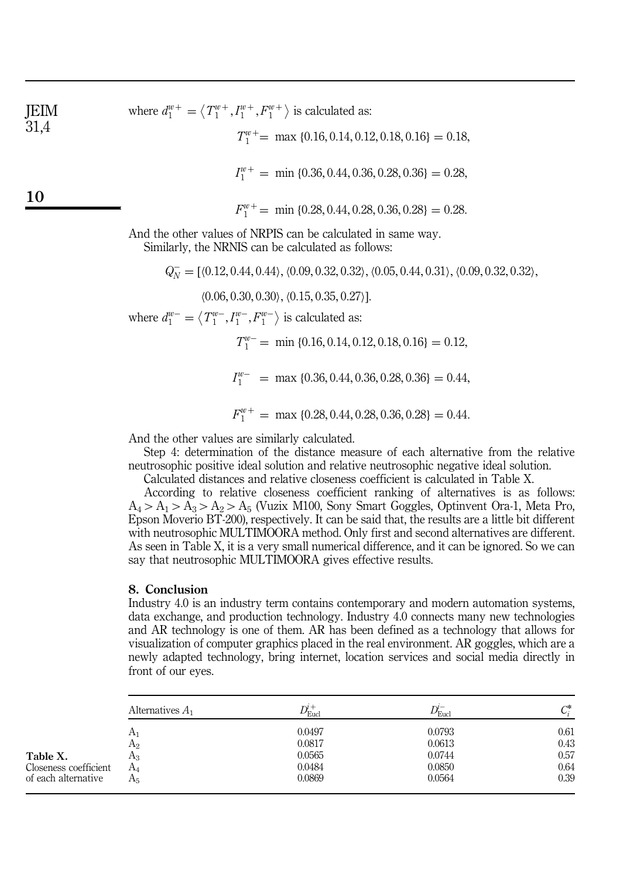where $d_1^{w+} = \langle T_1^{w+}, I_1^{w+}, F_1^{w+} \rangle$ is calculated as:

$$T_1^{w+} = \max\{0.16, 0.14, 0.12, 0.18, 0.16\} = 0.18,$$

$$I_1^{w+} = \min\{0.36, 0.44, 0.36, 0.28, 0.36\} = 0.28,$$

$$F_1^{w+} = \min\{0.28, 0.44, 0.28, 0.36, 0.28\} = 0.28.$$

And the other values of NRPIS can be calculated in same way.

Similarly, the NRNIS can be calculated as follows:

$$Q_N^- = [\langle 0.12, 0.44, 0.44\rangle, \langle 0.09, 0.32, 0.32\rangle, \langle 0.05, 0.44, 0.31\rangle, \langle 0.09, 0.32, 0.32\rangle, \langle 0.06, 0.30, 0.30\rangle, \langle 0.15, 0.35, 0.27\rangle].$$

where $d_1^{w-} = \langle T_1^{w-}, I_1^{w-}, F_1^{w-} \rangle$ is calculated as:

$$T_1^{w-} = \min\{0.16, 0.14, 0.12, 0.18, 0.16\} = 0.12,$$

$$I_1^{w-} = \max\{0.36, 0.44, 0.36, 0.28, 0.36\} = 0.44,$$

$$F_1^{w+} = \max\{0.28, 0.44, 0.28, 0.36, 0.28\} = 0.44.$$

And the other values are similarly calculated.

Step 4: determination of the distance measure of each alternative from the relative neutrosophic positive ideal solution and relative neutrosophic negative ideal solution.

Calculated distances and relative closeness coefficient is calculated in Table X.

According to relative closeness coefficient ranking of alternatives is as follows: $A_4 > A_1 > A_3 > A_2 > A_5$ (Vuzix M100, Sony Smart Goggles, Optinvent Ora-1, Meta Pro, Epson Moverio BT-200), respectively. It can be said that, the results are a little bit different with neutrosophic MULTIMOORA method. Only first and second alternatives are different. As seen in Table X, it is a very small numerical difference, and it can be ignored. So we can say that neutrosophic MULTIMOORA gives effective results.

## 8. Conclusion

Industry 4.0 is an industry term contains contemporary and modern automation systems, data exchange, and production technology. Industry 4.0 connects many new technologies and AR technology is one of them. AR has been defined as a technology that allows for visualization of computer graphics placed in the real environment. AR goggles, which are a newly adapted technology, bring internet, location services and social media directly in front of our eyes.

**Table X.** Closeness coefficient of each alternative

| Alternatives $A_1$ | $D_{\text{Eucl}}^{i+}$ | $D_{\text{Eucl}}^{i-}$ | $C_i^*$ |
|---|---|---|---|
| $A_1$ | 0.0497 | 0.0793 | 0.61 |
| $A_2$ | 0.0817 | 0.0613 | 0.43 |
| $A_3$ | 0.0565 | 0.0744 | 0.57 |
| $A_4$ | 0.0484 | 0.0850 | 0.64 |
| $A_5$ | 0.0869 | 0.0564 | 0.39 |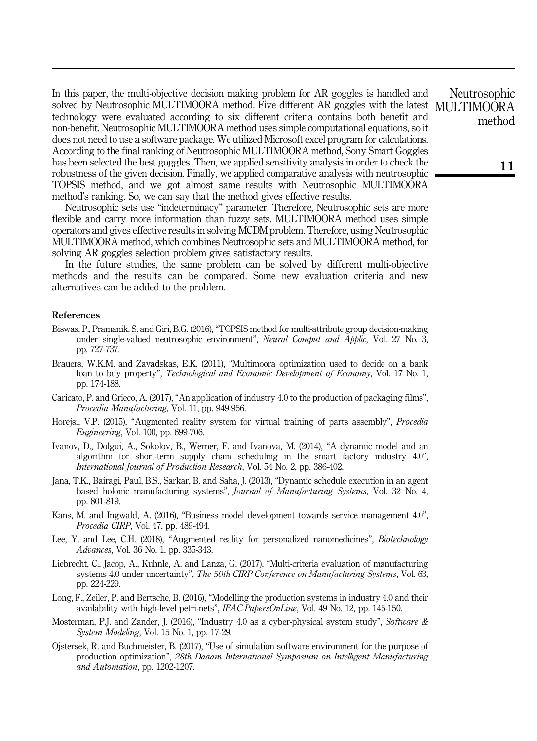In this paper, the multi-objective decision making problem for AR goggles is handled and solved by Neutrosophic MULTIMOORA method. Five different AR goggles with the latest technology were evaluated according to six different criteria contains both benefit and non-benefit. Neutrosophic MULTIMOORA method uses simple computational equations, so it does not need to use a software package. We utilized Microsoft excel program for calculations. According to the final ranking of Neutrosophic MULTIMOORA method, Sony Smart Goggles has been selected the best goggles. Then, we applied sensitivity analysis in order to check the robustness of the given decision. Finally, we applied comparative analysis with neutrosophic TOPSIS method, and we got almost same results with Neutrosophic MULTIMOORA method's ranking. So, we can say that the method gives effective results.

Neutrosophic sets use "indeterminacy" parameter. Therefore, Neutrosophic sets are more flexible and carry more information than fuzzy sets. MULTIMOORA method uses simple operators and gives effective results in solving MCDM problem. Therefore, using Neutrosophic MULTIMOORA method, which combines Neutrosophic sets and MULTIMOORA method, for solving AR goggles selection problem gives satisfactory results.

In the future studies, the same problem can be solved by different multi-objective methods and the results can be compared. Some new evaluation criteria and new alternatives can be added to the problem.

#### References

Biswas, P., Pramanik, S. and Giri, B.G. (2016), "TOPSIS method for multi-attribute group decision-making under single-valued neutrosophic environment", *Neural Comput and Applic*, Vol. 27 No. 3, pp. 727-737.

Brauers, W.K.M. and Zavadskas, E.K. (2011), "Multimoora optimization used to decide on a bank loan to buy property", *Technological and Economic Development of Economy*, Vol. 17 No. 1, pp. 174-188.

Caricato, P. and Grieco, A. (2017), "An application of industry 4.0 to the production of packaging films", *Procedia Manufacturing*, Vol. 11, pp. 949-956.

Horejsi, V.P. (2015), "Augmented reality system for virtual training of parts assembly", *Procedia Engineering*, Vol. 100, pp. 699-706.

Ivanov, D., Dolgui, A., Sokolov, B., Werner, F. and Ivanova, M. (2014), "A dynamic model and an algorithm for short-term supply chain scheduling in the smart factory industry 4.0", *International Journal of Production Research*, Vol. 54 No. 2, pp. 386-402.

Jana, T.K., Bairagi, Paul, B.S., Sarkar, B. and Saha, J. (2013), "Dynamic schedule execution in an agent based holonic manufacturing systems", *Journal of Manufacturing Systems*, Vol. 32 No. 4, pp. 801-819.

Kans, M. and Ingwald, A. (2016), "Business model development towards service management 4.0", *Procedia CIRP*, Vol. 47, pp. 489-494.

Lee, Y. and Lee, C.H. (2018), "Augmented reality for personalized nanomedicines", *Biotechnology Advances*, Vol. 36 No. 1, pp. 335-343.

Liebrecht, C., Jacop, A., Kuhnle, A. and Lanza, G. (2017), "Multi-criteria evaluation of manufacturing systems 4.0 under uncertainty", *The 50th CIRP Conference on Manufacturing Systems*, Vol. 63, pp. 224-229.

Long, F., Zeiler, P. and Bertsche, B. (2016), "Modelling the production systems in industry 4.0 and their availability with high-level petri-nets", *IFAC-PapersOnLine*, Vol. 49 No. 12, pp. 145-150.

Mosterman, P.J. and Zander, J. (2016), "Industry 4.0 as a cyber-physical system study", *Software & System Modeling*, Vol. 15 No. 1, pp. 17-29.

Ojstersek, R. and Buchmeister, B. (2017), "Use of simulation software environment for the purpose of production optimization", *28th Daaam International Symposium on Intelligent Manufacturing and Automation*, pp. 1202-1207.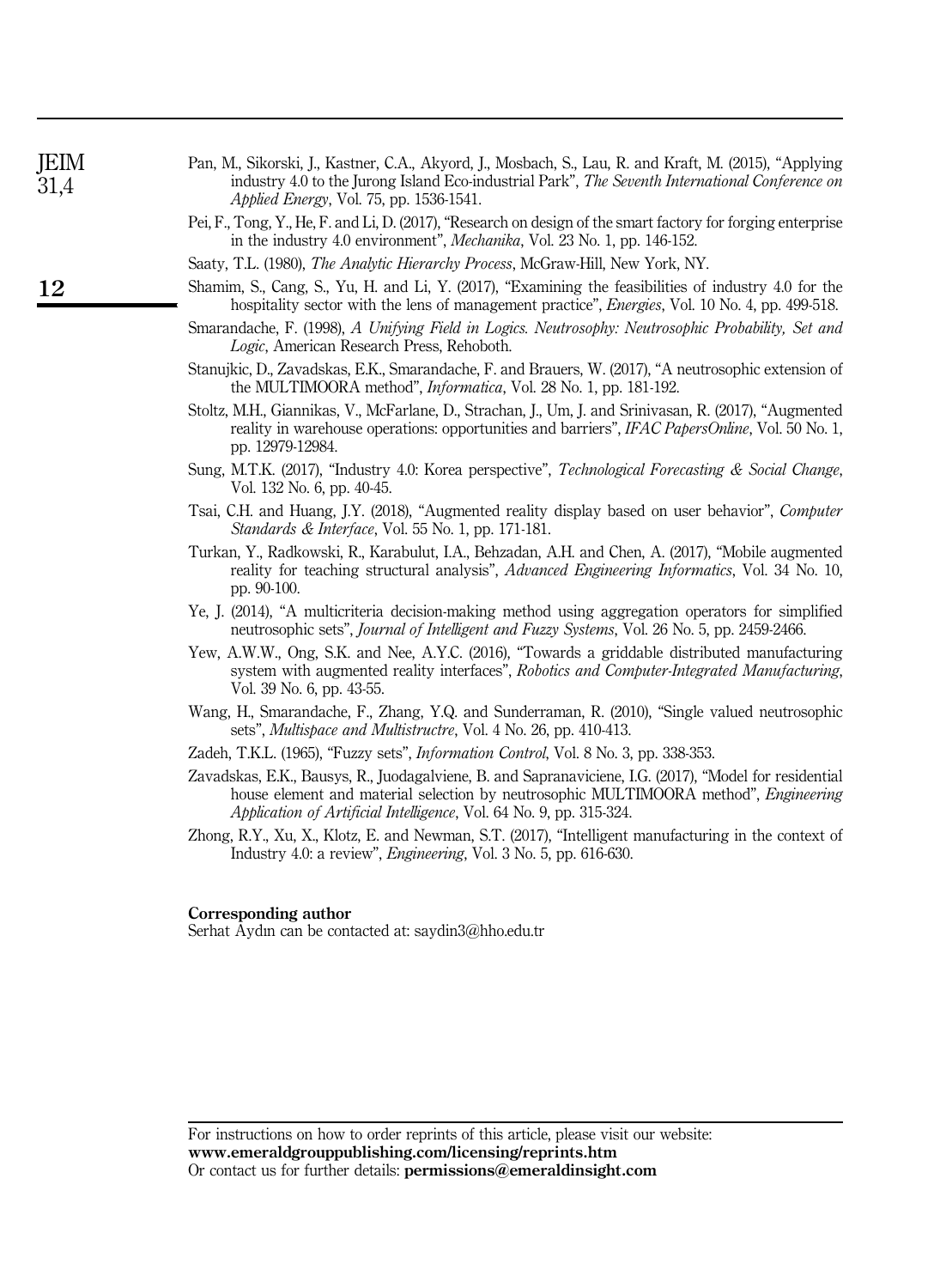Pan, M., Sikorski, J., Kastner, C.A., Akyord, J., Mosbach, S., Lau, R. and Kraft, M. (2015), "Applying industry 4.0 to the Jurong Island Eco-industrial Park", *The Seventh International Conference on Applied Energy*, Vol. 75, pp. 1536-1541.

Pei, F., Tong, Y., He, F. and Li, D. (2017), "Research on design of the smart factory for forging enterprise in the industry 4.0 environment", *Mechanika*, Vol. 23 No. 1, pp. 146-152.

Saaty, T.L. (1980), *The Analytic Hierarchy Process*, McGraw-Hill, New York, NY.

Shamim, S., Cang, S., Yu, H. and Li, Y. (2017), "Examining the feasibilities of industry 4.0 for the hospitality sector with the lens of management practice", *Energies*, Vol. 10 No. 4, pp. 499-518.

Smarandache, F. (1998), *A Unifying Field in Logics. Neutrosophy: Neutrosophic Probability, Set and Logic*, American Research Press, Rehoboth.

Stanujkic, D., Zavadskas, E.K., Smarandache, F. and Brauers, W. (2017), "A neutrosophic extension of the MULTIMOORA method", *Informatica*, Vol. 28 No. 1, pp. 181-192.

Stoltz, M.H., Giannikas, V., McFarlane, D., Strachan, J., Um, J. and Srinivasan, R. (2017), "Augmented reality in warehouse operations: opportunities and barriers", *IFAC PapersOnline*, Vol. 50 No. 1, pp. 12979-12984.

Sung, M.T.K. (2017), "Industry 4.0: Korea perspective", *Technological Forecasting & Social Change*, Vol. 132 No. 6, pp. 40-45.

Tsai, C.H. and Huang, J.Y. (2018), "Augmented reality display based on user behavior", *Computer Standards & Interface*, Vol. 55 No. 1, pp. 171-181.

Turkan, Y., Radkowski, R., Karabulut, I.A., Behzadan, A.H. and Chen, A. (2017), "Mobile augmented reality for teaching structural analysis", *Advanced Engineering Informatics*, Vol. 34 No. 10, pp. 90-100.

Ye, J. (2014), "A multicriteria decision-making method using aggregation operators for simplified neutrosophic sets", *Journal of Intelligent and Fuzzy Systems*, Vol. 26 No. 5, pp. 2459-2466.

Yew, A.W.W., Ong, S.K. and Nee, A.Y.C. (2016), "Towards a griddable distributed manufacturing system with augmented reality interfaces", *Robotics and Computer-Integrated Manufacturing*, Vol. 39 No. 6, pp. 43-55.

Wang, H., Smarandache, F., Zhang, Y.Q. and Sunderraman, R. (2010), "Single valued neutrosophic sets", *Multispace and Multistructre*, Vol. 4 No. 26, pp. 410-413.

Zadeh, T.K.L. (1965), "Fuzzy sets", *Information Control*, Vol. 8 No. 3, pp. 338-353.

Zavadskas, E.K., Bausys, R., Juodagalviene, B. and Sapranaviciene, I.G. (2017), "Model for residential house element and material selection by neutrosophic MULTIMOORA method", *Engineering Application of Artificial Intelligence*, Vol. 64 No. 9, pp. 315-324.

Zhong, R.Y., Xu, X., Klotz, E. and Newman, S.T. (2017), "Intelligent manufacturing in the context of Industry 4.0: a review", *Engineering*, Vol. 3 No. 5, pp. 616-630.

**Corresponding author**

Serhat Aydın can be contacted at: saydin3@hho.edu.tr

For instructions on how to order reprints of this article, please visit our website:
**www.emeraldgrouppublishing.com/licensing/reprints.htm**
Or contact us for further details: **permissions@emeraldinsight.com**